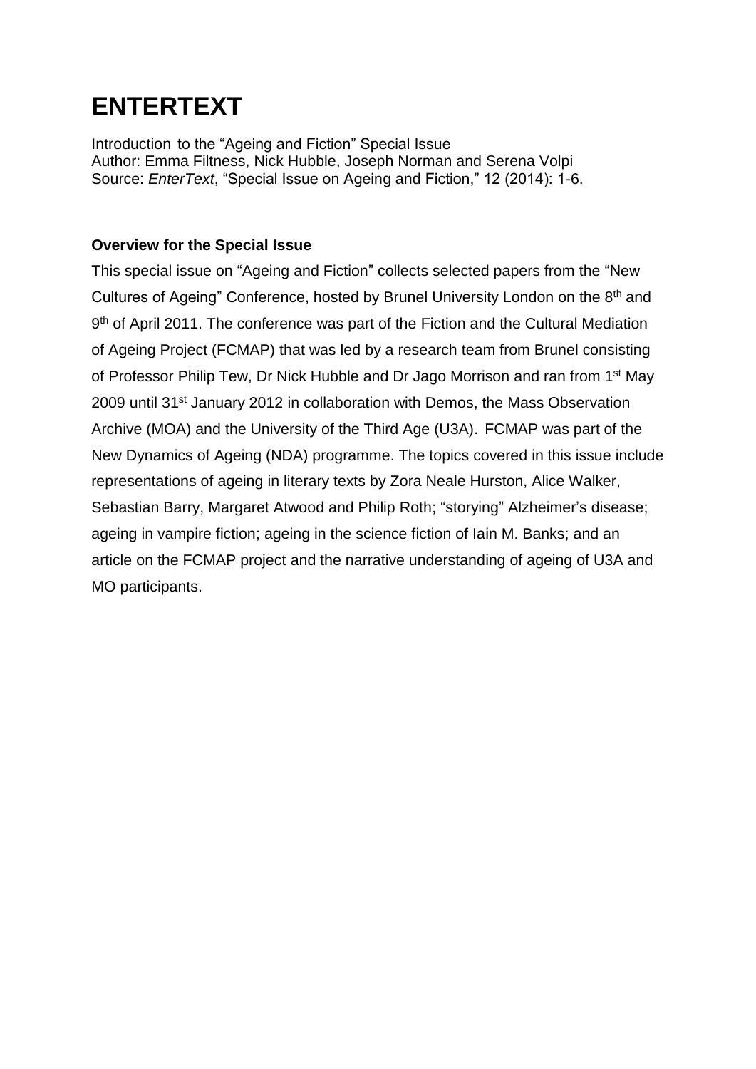# ENTERTEXT

Introduction to the "Ageing and Fiction" Special Issue
Author: Emma Filtness, Nick Hubble, Joseph Norman and Serena Volpi
Source: *EnterText*, "Special Issue on Ageing and Fiction," 12 (2014): 1-6.

**Overview for the Special Issue**

This special issue on "Ageing and Fiction" collects selected papers from the "New Cultures of Ageing" Conference, hosted by Brunel University London on the 8th and 9th of April 2011. The conference was part of the Fiction and the Cultural Mediation of Ageing Project (FCMAP) that was led by a research team from Brunel consisting of Professor Philip Tew, Dr Nick Hubble and Dr Jago Morrison and ran from 1st May 2009 until 31st January 2012 in collaboration with Demos, the Mass Observation Archive (MOA) and the University of the Third Age (U3A). FCMAP was part of the New Dynamics of Ageing (NDA) programme. The topics covered in this issue include representations of ageing in literary texts by Zora Neale Hurston, Alice Walker, Sebastian Barry, Margaret Atwood and Philip Roth; "storying" Alzheimer's disease; ageing in vampire fiction; ageing in the science fiction of Iain M. Banks; and an article on the FCMAP project and the narrative understanding of ageing of U3A and MO participants.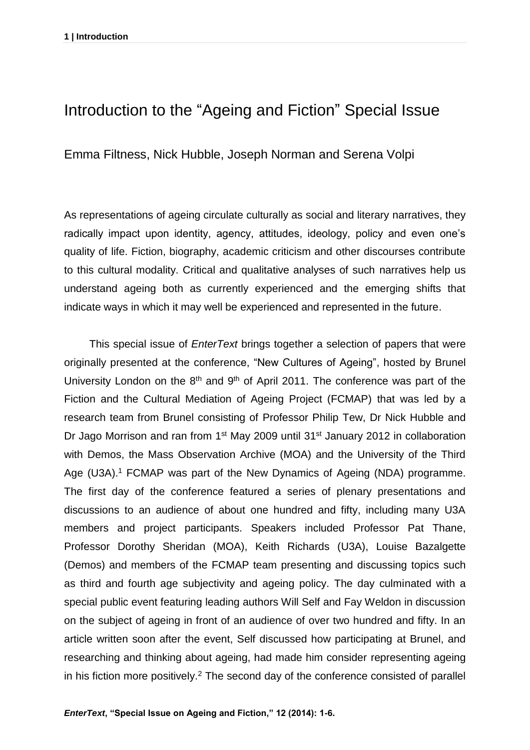# Introduction to the "Ageing and Fiction" Special Issue

Emma Filtness, Nick Hubble, Joseph Norman and Serena Volpi

As representations of ageing circulate culturally as social and literary narratives, they radically impact upon identity, agency, attitudes, ideology, policy and even one's quality of life. Fiction, biography, academic criticism and other discourses contribute to this cultural modality. Critical and qualitative analyses of such narratives help us understand ageing both as currently experienced and the emerging shifts that indicate ways in which it may well be experienced and represented in the future.

This special issue of *EnterText* brings together a selection of papers that were originally presented at the conference, "New Cultures of Ageing", hosted by Brunel University London on the 8th and 9th of April 2011. The conference was part of the Fiction and the Cultural Mediation of Ageing Project (FCMAP) that was led by a research team from Brunel consisting of Professor Philip Tew, Dr Nick Hubble and Dr Jago Morrison and ran from 1st May 2009 until 31st January 2012 in collaboration with Demos, the Mass Observation Archive (MOA) and the University of the Third Age (U3A).[1] FCMAP was part of the New Dynamics of Ageing (NDA) programme. The first day of the conference featured a series of plenary presentations and discussions to an audience of about one hundred and fifty, including many U3A members and project participants. Speakers included Professor Pat Thane, Professor Dorothy Sheridan (MOA), Keith Richards (U3A), Louise Bazalgette (Demos) and members of the FCMAP team presenting and discussing topics such as third and fourth age subjectivity and ageing policy. The day culminated with a special public event featuring leading authors Will Self and Fay Weldon in discussion on the subject of ageing in front of an audience of over two hundred and fifty. In an article written soon after the event, Self discussed how participating at Brunel, and researching and thinking about ageing, had made him consider representing ageing in his fiction more positively.[2] The second day of the conference consisted of parallel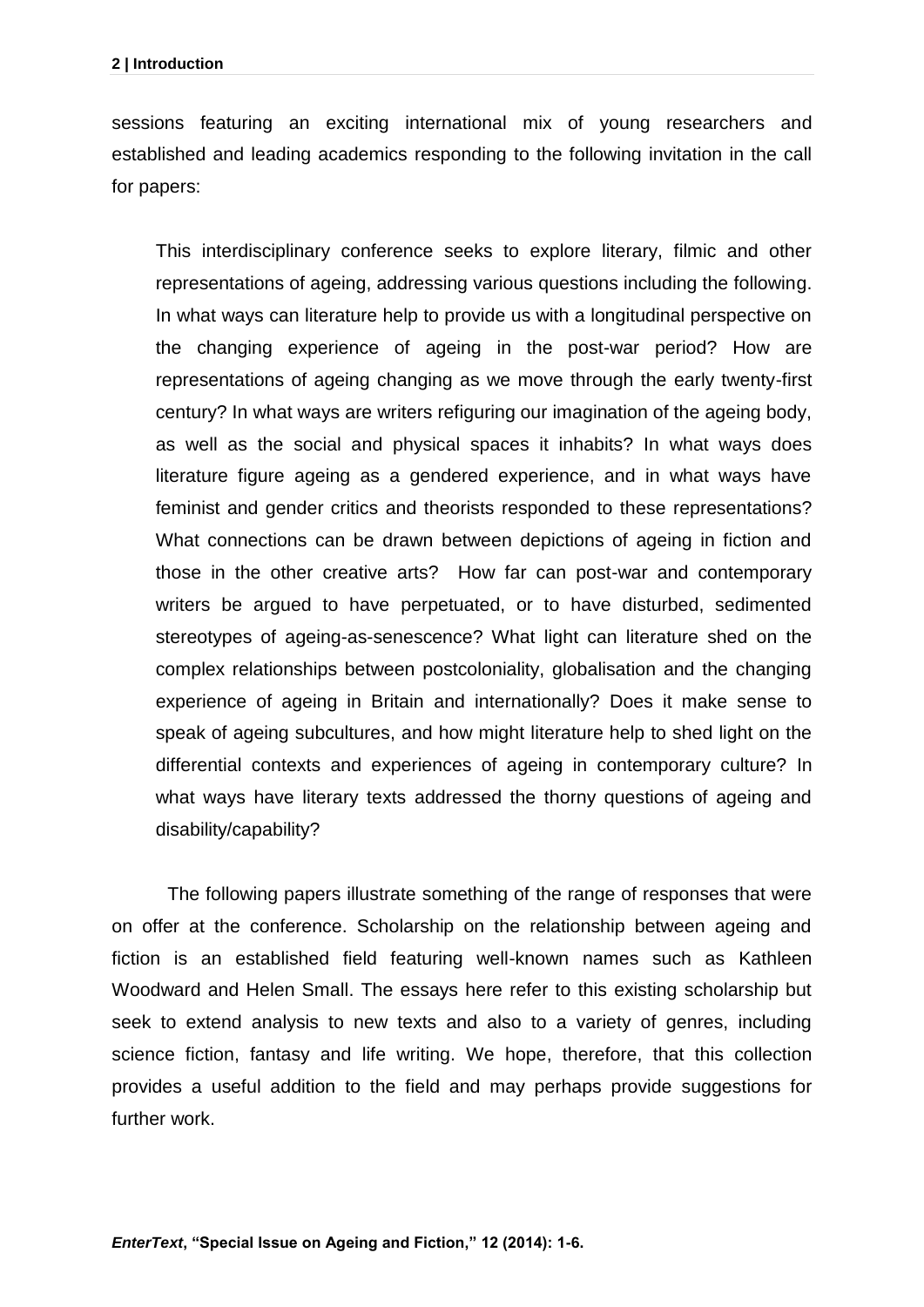sessions featuring an exciting international mix of young researchers and established and leading academics responding to the following invitation in the call for papers:

> This interdisciplinary conference seeks to explore literary, filmic and other representations of ageing, addressing various questions including the following. In what ways can literature help to provide us with a longitudinal perspective on the changing experience of ageing in the post-war period? How are representations of ageing changing as we move through the early twenty-first century? In what ways are writers refiguring our imagination of the ageing body, as well as the social and physical spaces it inhabits? In what ways does literature figure ageing as a gendered experience, and in what ways have feminist and gender critics and theorists responded to these representations? What connections can be drawn between depictions of ageing in fiction and those in the other creative arts? How far can post-war and contemporary writers be argued to have perpetuated, or to have disturbed, sedimented stereotypes of ageing-as-senescence? What light can literature shed on the complex relationships between postcoloniality, globalisation and the changing experience of ageing in Britain and internationally? Does it make sense to speak of ageing subcultures, and how might literature help to shed light on the differential contexts and experiences of ageing in contemporary culture? In what ways have literary texts addressed the thorny questions of ageing and disability/capability?

The following papers illustrate something of the range of responses that were on offer at the conference. Scholarship on the relationship between ageing and fiction is an established field featuring well-known names such as Kathleen Woodward and Helen Small. The essays here refer to this existing scholarship but seek to extend analysis to new texts and also to a variety of genres, including science fiction, fantasy and life writing. We hope, therefore, that this collection provides a useful addition to the field and may perhaps provide suggestions for further work.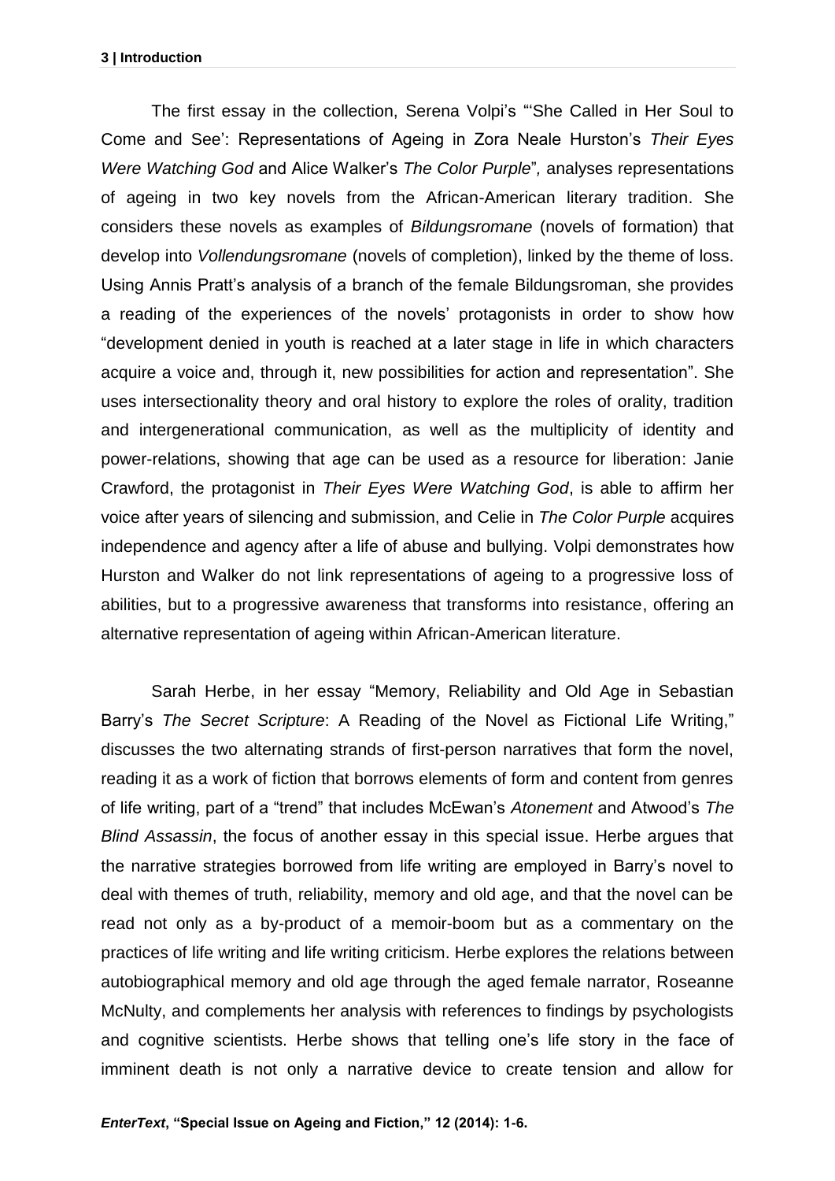The first essay in the collection, Serena Volpi's "'She Called in Her Soul to Come and See': Representations of Ageing in Zora Neale Hurston's *Their Eyes Were Watching God* and Alice Walker's *The Color Purple*", analyses representations of ageing in two key novels from the African-American literary tradition. She considers these novels as examples of *Bildungsromane* (novels of formation) that develop into *Vollendungsromane* (novels of completion), linked by the theme of loss. Using Annis Pratt's analysis of a branch of the female Bildungsroman, she provides a reading of the experiences of the novels' protagonists in order to show how "development denied in youth is reached at a later stage in life in which characters acquire a voice and, through it, new possibilities for action and representation". She uses intersectionality theory and oral history to explore the roles of orality, tradition and intergenerational communication, as well as the multiplicity of identity and power-relations, showing that age can be used as a resource for liberation: Janie Crawford, the protagonist in *Their Eyes Were Watching God*, is able to affirm her voice after years of silencing and submission, and Celie in *The Color Purple* acquires independence and agency after a life of abuse and bullying. Volpi demonstrates how Hurston and Walker do not link representations of ageing to a progressive loss of abilities, but to a progressive awareness that transforms into resistance, offering an alternative representation of ageing within African-American literature.

Sarah Herbe, in her essay "Memory, Reliability and Old Age in Sebastian Barry's *The Secret Scripture*: A Reading of the Novel as Fictional Life Writing," discusses the two alternating strands of first-person narratives that form the novel, reading it as a work of fiction that borrows elements of form and content from genres of life writing, part of a "trend" that includes McEwan's *Atonement* and Atwood's *The Blind Assassin*, the focus of another essay in this special issue. Herbe argues that the narrative strategies borrowed from life writing are employed in Barry's novel to deal with themes of truth, reliability, memory and old age, and that the novel can be read not only as a by-product of a memoir-boom but as a commentary on the practices of life writing and life writing criticism. Herbe explores the relations between autobiographical memory and old age through the aged female narrator, Roseanne McNulty, and complements her analysis with references to findings by psychologists and cognitive scientists. Herbe shows that telling one's life story in the face of imminent death is not only a narrative device to create tension and allow for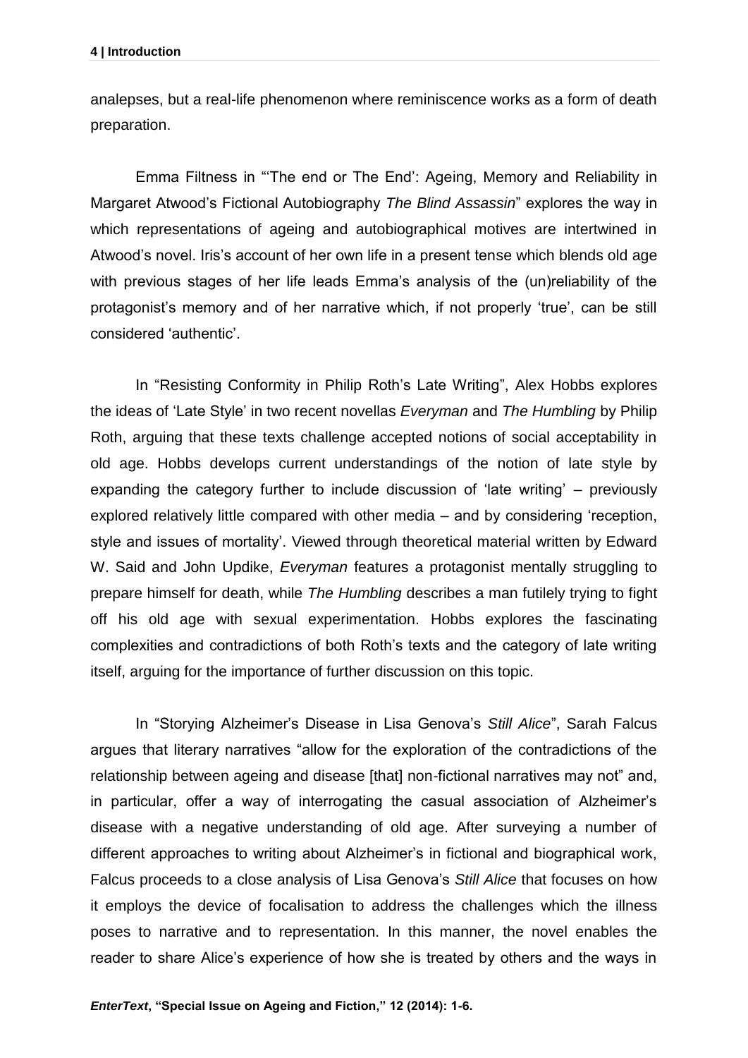analepses, but a real-life phenomenon where reminiscence works as a form of death preparation.

Emma Filtness in "'The end or The End': Ageing, Memory and Reliability in Margaret Atwood's Fictional Autobiography *The Blind Assassin*" explores the way in which representations of ageing and autobiographical motives are intertwined in Atwood's novel. Iris's account of her own life in a present tense which blends old age with previous stages of her life leads Emma's analysis of the (un)reliability of the protagonist's memory and of her narrative which, if not properly 'true', can be still considered 'authentic'.

In "Resisting Conformity in Philip Roth's Late Writing", Alex Hobbs explores the ideas of 'Late Style' in two recent novellas *Everyman* and *The Humbling* by Philip Roth, arguing that these texts challenge accepted notions of social acceptability in old age. Hobbs develops current understandings of the notion of late style by expanding the category further to include discussion of 'late writing' – previously explored relatively little compared with other media – and by considering 'reception, style and issues of mortality'. Viewed through theoretical material written by Edward W. Said and John Updike, *Everyman* features a protagonist mentally struggling to prepare himself for death, while *The Humbling* describes a man futilely trying to fight off his old age with sexual experimentation. Hobbs explores the fascinating complexities and contradictions of both Roth's texts and the category of late writing itself, arguing for the importance of further discussion on this topic.

In "Storying Alzheimer's Disease in Lisa Genova's *Still Alice*", Sarah Falcus argues that literary narratives "allow for the exploration of the contradictions of the relationship between ageing and disease [that] non-fictional narratives may not" and, in particular, offer a way of interrogating the casual association of Alzheimer's disease with a negative understanding of old age. After surveying a number of different approaches to writing about Alzheimer's in fictional and biographical work, Falcus proceeds to a close analysis of Lisa Genova's *Still Alice* that focuses on how it employs the device of focalisation to address the challenges which the illness poses to narrative and to representation. In this manner, the novel enables the reader to share Alice's experience of how she is treated by others and the ways in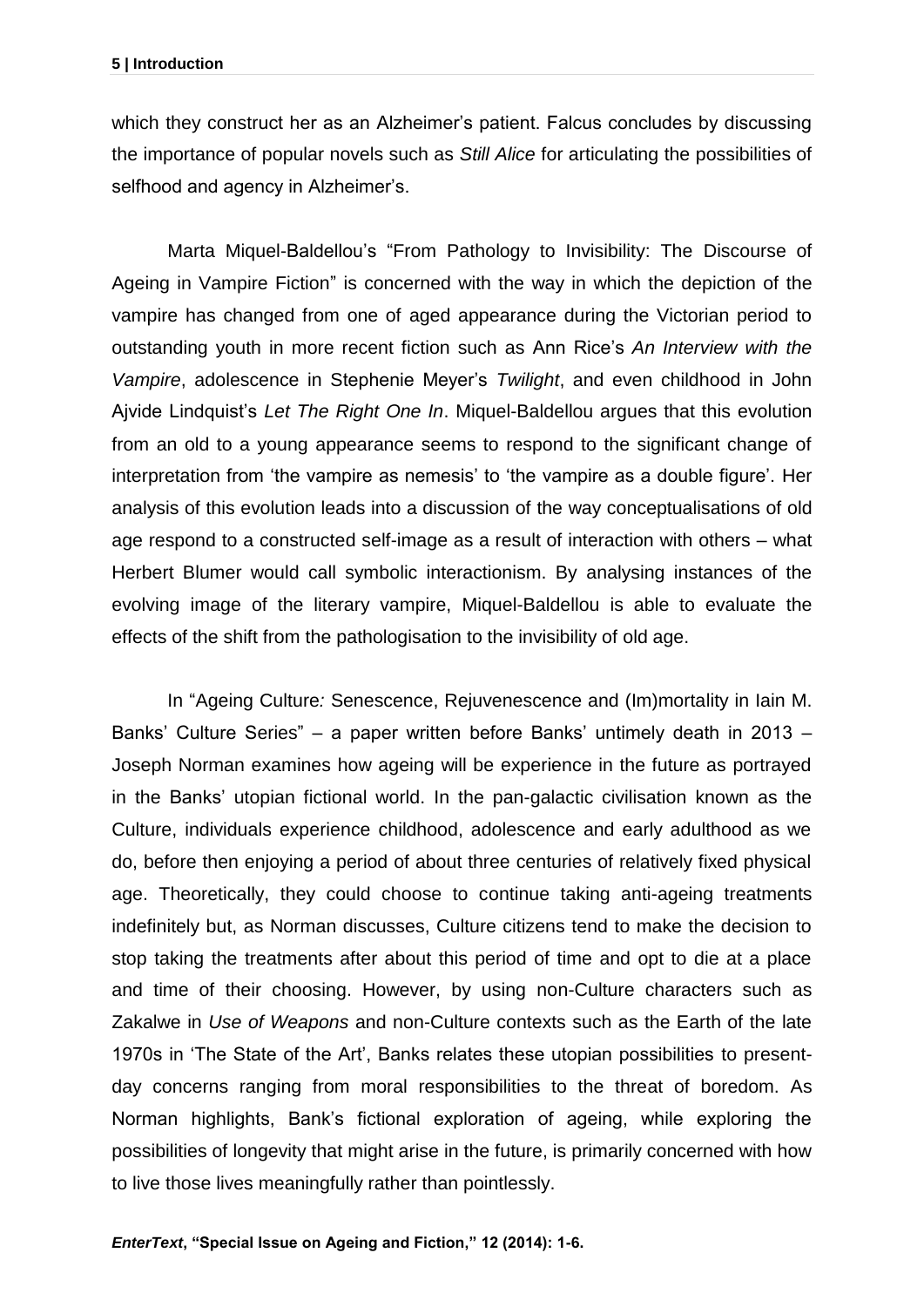which they construct her as an Alzheimer's patient. Falcus concludes by discussing the importance of popular novels such as *Still Alice* for articulating the possibilities of selfhood and agency in Alzheimer's.

Marta Miquel-Baldellou's "From Pathology to Invisibility: The Discourse of Ageing in Vampire Fiction" is concerned with the way in which the depiction of the vampire has changed from one of aged appearance during the Victorian period to outstanding youth in more recent fiction such as Ann Rice's *An Interview with the Vampire*, adolescence in Stephenie Meyer's *Twilight*, and even childhood in John Ajvide Lindquist's *Let The Right One In*. Miquel-Baldellou argues that this evolution from an old to a young appearance seems to respond to the significant change of interpretation from 'the vampire as nemesis' to 'the vampire as a double figure'. Her analysis of this evolution leads into a discussion of the way conceptualisations of old age respond to a constructed self-image as a result of interaction with others – what Herbert Blumer would call symbolic interactionism. By analysing instances of the evolving image of the literary vampire, Miquel-Baldellou is able to evaluate the effects of the shift from the pathologisation to the invisibility of old age.

In "Ageing Culture*:* Senescence, Rejuvenescence and (Im)mortality in Iain M. Banks' Culture Series" – a paper written before Banks' untimely death in 2013 – Joseph Norman examines how ageing will be experience in the future as portrayed in the Banks' utopian fictional world. In the pan-galactic civilisation known as the Culture, individuals experience childhood, adolescence and early adulthood as we do, before then enjoying a period of about three centuries of relatively fixed physical age. Theoretically, they could choose to continue taking anti-ageing treatments indefinitely but, as Norman discusses, Culture citizens tend to make the decision to stop taking the treatments after about this period of time and opt to die at a place and time of their choosing. However, by using non-Culture characters such as Zakalwe in *Use of Weapons* and non-Culture contexts such as the Earth of the late 1970s in 'The State of the Art', Banks relates these utopian possibilities to present-day concerns ranging from moral responsibilities to the threat of boredom. As Norman highlights, Bank's fictional exploration of ageing, while exploring the possibilities of longevity that might arise in the future, is primarily concerned with how to live those lives meaningfully rather than pointlessly.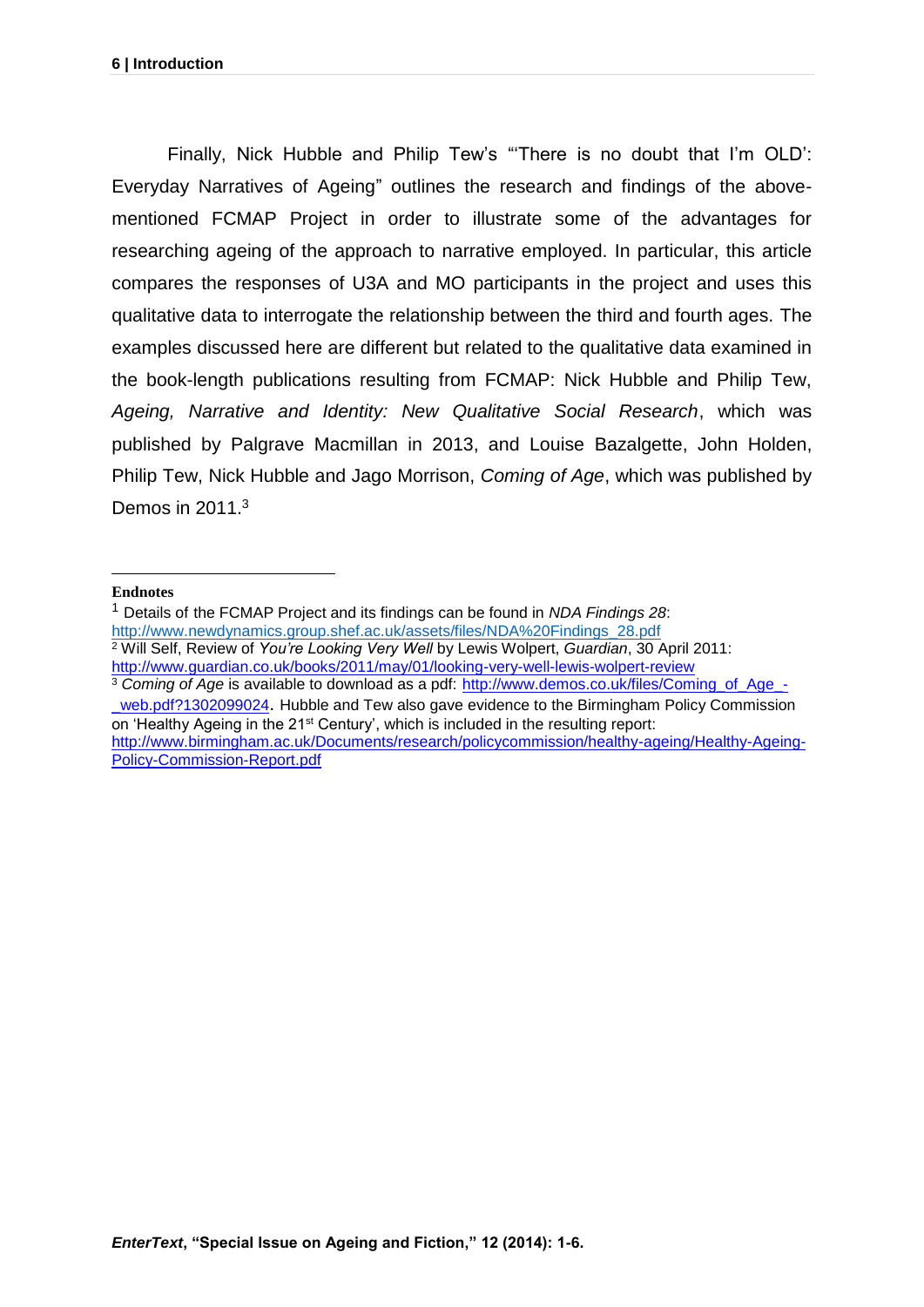Finally, Nick Hubble and Philip Tew's "'There is no doubt that I'm OLD': Everyday Narratives of Ageing" outlines the research and findings of the above-mentioned FCMAP Project in order to illustrate some of the advantages for researching ageing of the approach to narrative employed. In particular, this article compares the responses of U3A and MO participants in the project and uses this qualitative data to interrogate the relationship between the third and fourth ages. The examples discussed here are different but related to the qualitative data examined in the book-length publications resulting from FCMAP: Nick Hubble and Philip Tew, *Ageing, Narrative and Identity: New Qualitative Social Research*, which was published by Palgrave Macmillan in 2013, and Louise Bazalgette, John Holden, Philip Tew, Nick Hubble and Jago Morrison, *Coming of Age*, which was published by Demos in 2011.[3]

---

**Endnotes**

[1] Details of the FCMAP Project and its findings can be found in *NDA Findings 28*: http://www.newdynamics.group.shef.ac.uk/assets/files/NDA%20Findings_28.pdf

[2] Will Self, Review of *You're Looking Very Well* by Lewis Wolpert, *Guardian*, 30 April 2011: http://www.guardian.co.uk/books/2011/may/01/looking-very-well-lewis-wolpert-review

[3] *Coming of Age* is available to download as a pdf: http://www.demos.co.uk/files/Coming_of_Age_-_web.pdf?1302099024. Hubble and Tew also gave evidence to the Birmingham Policy Commission on 'Healthy Ageing in the 21st Century', which is included in the resulting report: http://www.birmingham.ac.uk/Documents/research/policycommission/healthy-ageing/Healthy-Ageing-Policy-Commission-Report.pdf